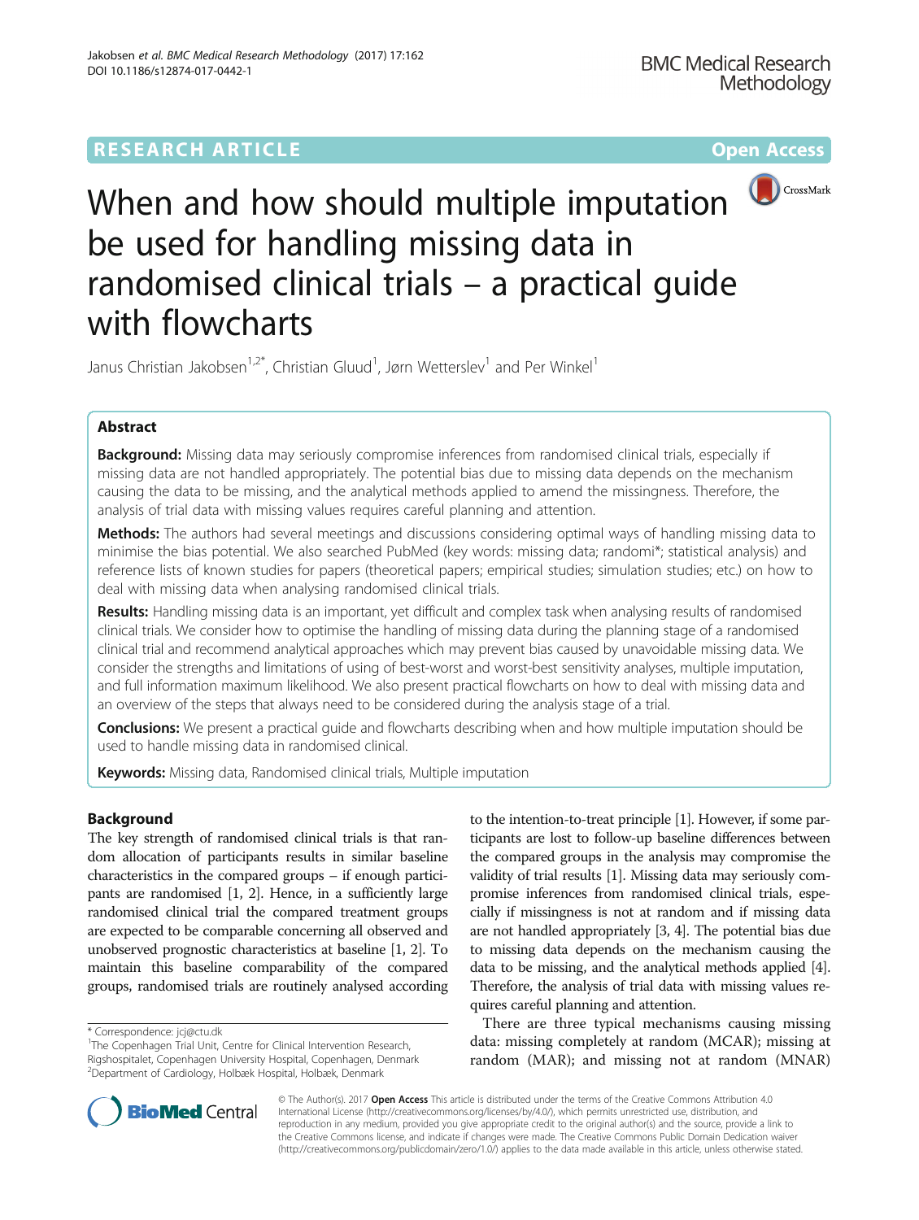RESEARCH ARTICLE

Open Access

# When and how should multiple imputation be used for handling missing data in randomised clinical trials – a practical guide with flowcharts

Janus Christian Jakobsen[1,2*], Christian Gluud[1], Jørn Wetterslev[1] and Per Winkel[1]

## Abstract

**Background:** Missing data may seriously compromise inferences from randomised clinical trials, especially if missing data are not handled appropriately. The potential bias due to missing data depends on the mechanism causing the data to be missing, and the analytical methods applied to amend the missingness. Therefore, the analysis of trial data with missing values requires careful planning and attention.

**Methods:** The authors had several meetings and discussions considering optimal ways of handling missing data to minimise the bias potential. We also searched PubMed (key words: missing data; randomi*; statistical analysis) and reference lists of known studies for papers (theoretical papers; empirical studies; simulation studies; etc.) on how to deal with missing data when analysing randomised clinical trials.

**Results:** Handling missing data is an important, yet difficult and complex task when analysing results of randomised clinical trials. We consider how to optimise the handling of missing data during the planning stage of a randomised clinical trial and recommend analytical approaches which may prevent bias caused by unavoidable missing data. We consider the strengths and limitations of using of best-worst and worst-best sensitivity analyses, multiple imputation, and full information maximum likelihood. We also present practical flowcharts on how to deal with missing data and an overview of the steps that always need to be considered during the analysis stage of a trial.

**Conclusions:** We present a practical guide and flowcharts describing when and how multiple imputation should be used to handle missing data in randomised clinical.

**Keywords:** Missing data, Randomised clinical trials, Multiple imputation

## Background

The key strength of randomised clinical trials is that random allocation of participants results in similar baseline characteristics in the compared groups – if enough participants are randomised [1, 2]. Hence, in a sufficiently large randomised clinical trial the compared treatment groups are expected to be comparable concerning all observed and unobserved prognostic characteristics at baseline [1, 2]. To maintain this baseline comparability of the compared groups, randomised trials are routinely analysed according to the intention-to-treat principle [1]. However, if some participants are lost to follow-up baseline differences between the compared groups in the analysis may compromise the validity of trial results [1]. Missing data may seriously compromise inferences from randomised clinical trials, especially if missingness is not at random and if missing data are not handled appropriately [3, 4]. The potential bias due to missing data depends on the mechanism causing the data to be missing, and the analytical methods applied [4]. Therefore, the analysis of trial data with missing values requires careful planning and attention.

There are three typical mechanisms causing missing data: missing completely at random (MCAR); missing at random (MAR); and missing not at random (MNAR)

* Correspondence: jcj@ctu.dk
[1]The Copenhagen Trial Unit, Centre for Clinical Intervention Research, Rigshospitalet, Copenhagen University Hospital, Copenhagen, Denmark
[2]Department of Cardiology, Holbæk Hospital, Holbæk, Denmark

© The Author(s). 2017 **Open Access** This article is distributed under the terms of the Creative Commons Attribution 4.0 International License (http://creativecommons.org/licenses/by/4.0/), which permits unrestricted use, distribution, and reproduction in any medium, provided you give appropriate credit to the original author(s) and the source, provide a link to the Creative Commons license, and indicate if changes were made. The Creative Commons Public Domain Dedication waiver (http://creativecommons.org/publicdomain/zero/1.0/) applies to the data made available in this article, unless otherwise stated.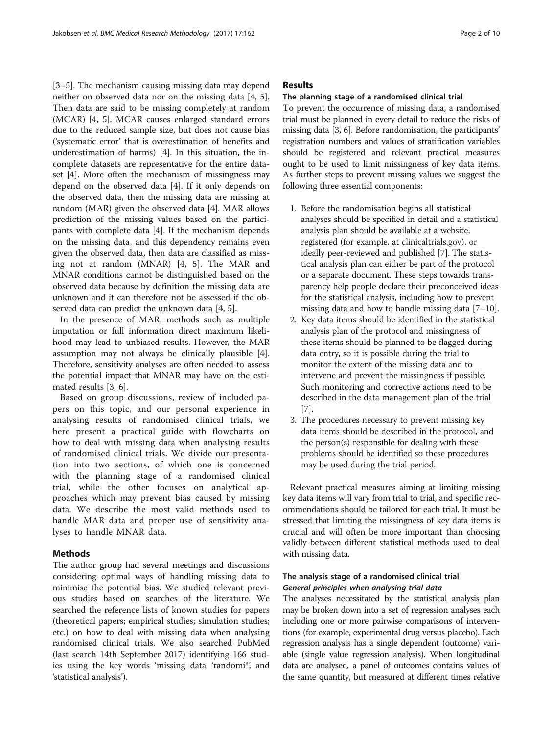[3–5]. The mechanism causing missing data may depend neither on observed data nor on the missing data [4, 5]. Then data are said to be missing completely at random (MCAR) [4, 5]. MCAR causes enlarged standard errors due to the reduced sample size, but does not cause bias ('systematic error' that is overestimation of benefits and underestimation of harms) [4]. In this situation, the incomplete datasets are representative for the entire dataset [4]. More often the mechanism of missingness may depend on the observed data [4]. If it only depends on the observed data, then the missing data are missing at random (MAR) given the observed data [4]. MAR allows prediction of the missing values based on the participants with complete data [4]. If the mechanism depends on the missing data, and this dependency remains even given the observed data, then data are classified as missing not at random (MNAR) [4, 5]. The MAR and MNAR conditions cannot be distinguished based on the observed data because by definition the missing data are unknown and it can therefore not be assessed if the observed data can predict the unknown data [4, 5].

In the presence of MAR, methods such as multiple imputation or full information direct maximum likelihood may lead to unbiased results. However, the MAR assumption may not always be clinically plausible [4]. Therefore, sensitivity analyses are often needed to assess the potential impact that MNAR may have on the estimated results [3, 6].

Based on group discussions, review of included papers on this topic, and our personal experience in analysing results of randomised clinical trials, we here present a practical guide with flowcharts on how to deal with missing data when analysing results of randomised clinical trials. We divide our presentation into two sections, of which one is concerned with the planning stage of a randomised clinical trial, while the other focuses on analytical approaches which may prevent bias caused by missing data. We describe the most valid methods used to handle MAR data and proper use of sensitivity analyses to handle MNAR data.

## Methods

The author group had several meetings and discussions considering optimal ways of handling missing data to minimise the potential bias. We studied relevant previous studies based on searches of the literature. We searched the reference lists of known studies for papers (theoretical papers; empirical studies; simulation studies; etc.) on how to deal with missing data when analysing randomised clinical trials. We also searched PubMed (last search 14th September 2017) identifying 166 studies using the key words 'missing data', 'randomi*', and 'statistical analysis').

## Results

### The planning stage of a randomised clinical trial

To prevent the occurrence of missing data, a randomised trial must be planned in every detail to reduce the risks of missing data [3, 6]. Before randomisation, the participants' registration numbers and values of stratification variables should be registered and relevant practical measures ought to be used to limit missingness of key data items. As further steps to prevent missing values we suggest the following three essential components:

1. Before the randomisation begins all statistical analyses should be specified in detail and a statistical analysis plan should be available at a website, registered (for example, at clinicaltrials.gov), or ideally peer-reviewed and published [7]. The statistical analysis plan can either be part of the protocol or a separate document. These steps towards transparency help people declare their preconceived ideas for the statistical analysis, including how to prevent missing data and how to handle missing data [7–10].
2. Key data items should be identified in the statistical analysis plan of the protocol and missingness of these items should be planned to be flagged during data entry, so it is possible during the trial to monitor the extent of the missing data and to intervene and prevent the missingness if possible. Such monitoring and corrective actions need to be described in the data management plan of the trial [7].
3. The procedures necessary to prevent missing key data items should be described in the protocol, and the person(s) responsible for dealing with these problems should be identified so these procedures may be used during the trial period.

Relevant practical measures aiming at limiting missing key data items will vary from trial to trial, and specific recommendations should be tailored for each trial. It must be stressed that limiting the missingness of key data items is crucial and will often be more important than choosing validly between different statistical methods used to deal with missing data.

### The analysis stage of a randomised clinical trial

#### *General principles when analysing trial data*

The analyses necessitated by the statistical analysis plan may be broken down into a set of regression analyses each including one or more pairwise comparisons of interventions (for example, experimental drug versus placebo). Each regression analysis has a single dependent (outcome) variable (single value regression analysis). When longitudinal data are analysed, a panel of outcomes contains values of the same quantity, but measured at different times relative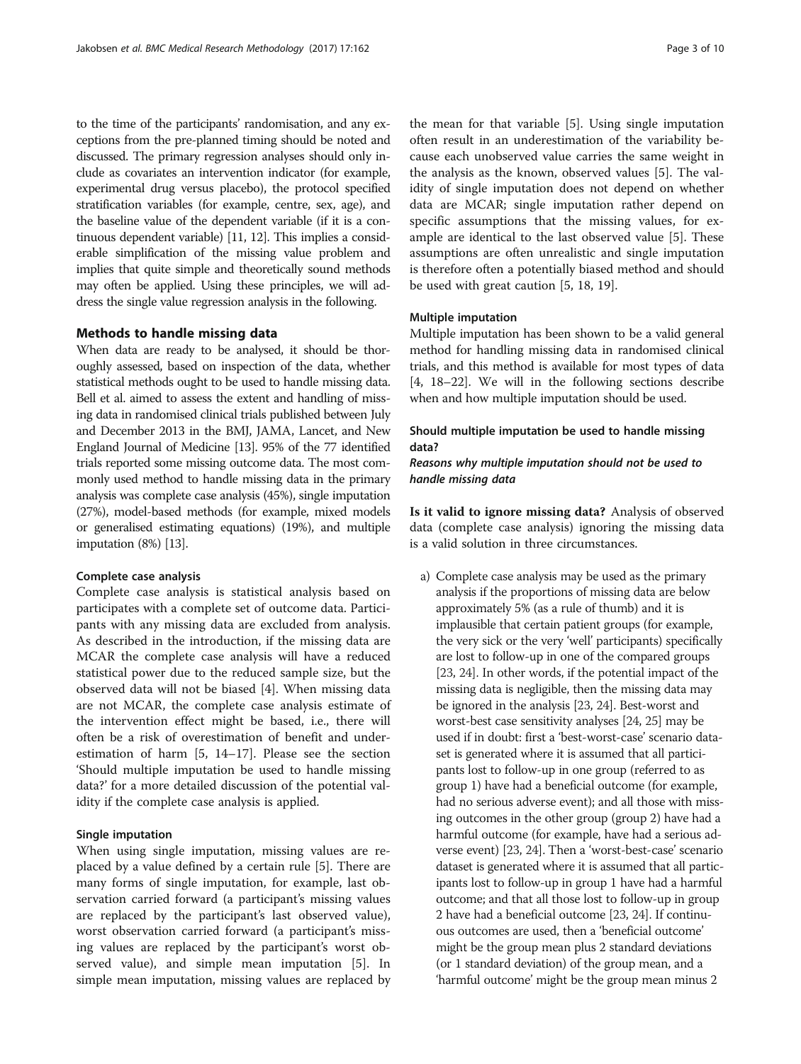to the time of the participants' randomisation, and any exceptions from the pre-planned timing should be noted and discussed. The primary regression analyses should only include as covariates an intervention indicator (for example, experimental drug versus placebo), the protocol specified stratification variables (for example, centre, sex, age), and the baseline value of the dependent variable (if it is a continuous dependent variable) [11, 12]. This implies a considerable simplification of the missing value problem and implies that quite simple and theoretically sound methods may often be applied. Using these principles, we will address the single value regression analysis in the following.

## Methods to handle missing data

When data are ready to be analysed, it should be thoroughly assessed, based on inspection of the data, whether statistical methods ought to be used to handle missing data. Bell et al. aimed to assess the extent and handling of missing data in randomised clinical trials published between July and December 2013 in the BMJ, JAMA, Lancet, and New England Journal of Medicine [13]. 95% of the 77 identified trials reported some missing outcome data. The most commonly used method to handle missing data in the primary analysis was complete case analysis (45%), single imputation (27%), model-based methods (for example, mixed models or generalised estimating equations) (19%), and multiple imputation (8%) [13].

### Complete case analysis

Complete case analysis is statistical analysis based on participates with a complete set of outcome data. Participants with any missing data are excluded from analysis. As described in the introduction, if the missing data are MCAR the complete case analysis will have a reduced statistical power due to the reduced sample size, but the observed data will not be biased [4]. When missing data are not MCAR, the complete case analysis estimate of the intervention effect might be based, i.e., there will often be a risk of overestimation of benefit and underestimation of harm [5, 14–17]. Please see the section 'Should multiple imputation be used to handle missing data?' for a more detailed discussion of the potential validity if the complete case analysis is applied.

### Single imputation

When using single imputation, missing values are replaced by a value defined by a certain rule [5]. There are many forms of single imputation, for example, last observation carried forward (a participant's missing values are replaced by the participant's last observed value), worst observation carried forward (a participant's missing values are replaced by the participant's worst observed value), and simple mean imputation [5]. In simple mean imputation, missing values are replaced by the mean for that variable [5]. Using single imputation often result in an underestimation of the variability because each unobserved value carries the same weight in the analysis as the known, observed values [5]. The validity of single imputation does not depend on whether data are MCAR; single imputation rather depend on specific assumptions that the missing values, for example are identical to the last observed value [5]. These assumptions are often unrealistic and single imputation is therefore often a potentially biased method and should be used with great caution [5, 18, 19].

### Multiple imputation

Multiple imputation has been shown to be a valid general method for handling missing data in randomised clinical trials, and this method is available for most types of data [4, 18–22]. We will in the following sections describe when and how multiple imputation should be used.

### Should multiple imputation be used to handle missing data?

#### *Reasons why multiple imputation should not be used to handle missing data*

**Is it valid to ignore missing data?** Analysis of observed data (complete case analysis) ignoring the missing data is a valid solution in three circumstances.

a) Complete case analysis may be used as the primary analysis if the proportions of missing data are below approximately 5% (as a rule of thumb) and it is implausible that certain patient groups (for example, the very sick or the very 'well' participants) specifically are lost to follow-up in one of the compared groups [23, 24]. In other words, if the potential impact of the missing data is negligible, then the missing data may be ignored in the analysis [23, 24]. Best-worst and worst-best case sensitivity analyses [24, 25] may be used if in doubt: first a 'best-worst-case' scenario dataset is generated where it is assumed that all participants lost to follow-up in one group (referred to as group 1) have had a beneficial outcome (for example, had no serious adverse event); and all those with missing outcomes in the other group (group 2) have had a harmful outcome (for example, have had a serious adverse event) [23, 24]. Then a 'worst-best-case' scenario dataset is generated where it is assumed that all participants lost to follow-up in group 1 have had a harmful outcome; and that all those lost to follow-up in group 2 have had a beneficial outcome [23, 24]. If continuous outcomes are used, then a 'beneficial outcome' might be the group mean plus 2 standard deviations (or 1 standard deviation) of the group mean, and a 'harmful outcome' might be the group mean minus 2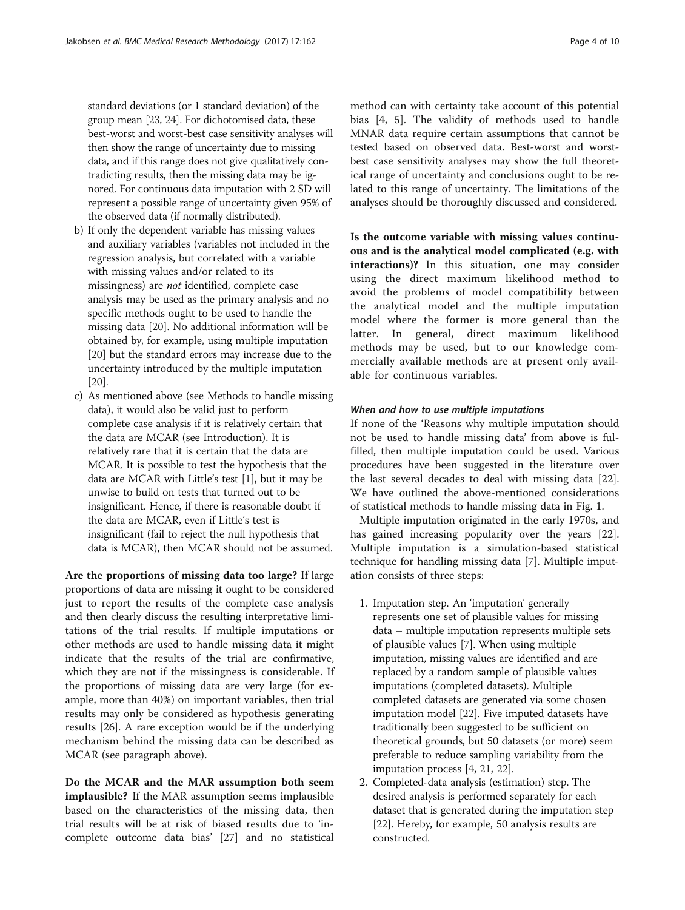standard deviations (or 1 standard deviation) of the group mean [23, 24]. For dichotomised data, these best-worst and worst-best case sensitivity analyses will then show the range of uncertainty due to missing data, and if this range does not give qualitatively contradicting results, then the missing data may be ignored. For continuous data imputation with 2 SD will represent a possible range of uncertainty given 95% of the observed data (if normally distributed).

b) If only the dependent variable has missing values and auxiliary variables (variables not included in the regression analysis, but correlated with a variable with missing values and/or related to its missingness) are *not* identified, complete case analysis may be used as the primary analysis and no specific methods ought to be used to handle the missing data [20]. No additional information will be obtained by, for example, using multiple imputation [20] but the standard errors may increase due to the uncertainty introduced by the multiple imputation [20].

c) As mentioned above (see Methods to handle missing data), it would also be valid just to perform complete case analysis if it is relatively certain that the data are MCAR (see Introduction). It is relatively rare that it is certain that the data are MCAR. It is possible to test the hypothesis that the data are MCAR with Little's test [1], but it may be unwise to build on tests that turned out to be insignificant. Hence, if there is reasonable doubt if the data are MCAR, even if Little's test is insignificant (fail to reject the null hypothesis that data is MCAR), then MCAR should not be assumed.

**Are the proportions of missing data too large?** If large proportions of data are missing it ought to be considered just to report the results of the complete case analysis and then clearly discuss the resulting interpretative limitations of the trial results. If multiple imputations or other methods are used to handle missing data it might indicate that the results of the trial are confirmative, which they are not if the missingness is considerable. If the proportions of missing data are very large (for example, more than 40%) on important variables, then trial results may only be considered as hypothesis generating results [26]. A rare exception would be if the underlying mechanism behind the missing data can be described as MCAR (see paragraph above).

**Do the MCAR and the MAR assumption both seem implausible?** If the MAR assumption seems implausible based on the characteristics of the missing data, then trial results will be at risk of biased results due to 'incomplete outcome data bias' [27] and no statistical method can with certainty take account of this potential bias [4, 5]. The validity of methods used to handle MNAR data require certain assumptions that cannot be tested based on observed data. Best-worst and worst-best case sensitivity analyses may show the full theoretical range of uncertainty and conclusions ought to be related to this range of uncertainty. The limitations of the analyses should be thoroughly discussed and considered.

**Is the outcome variable with missing values continuous and is the analytical model complicated (e.g. with interactions)?** In this situation, one may consider using the direct maximum likelihood method to avoid the problems of model compatibility between the analytical model and the multiple imputation model where the former is more general than the latter. In general, direct maximum likelihood methods may be used, but to our knowledge commercially available methods are at present only available for continuous variables.

#### *When and how to use multiple imputations*

If none of the 'Reasons why multiple imputation should not be used to handle missing data' from above is fulfilled, then multiple imputation could be used. Various procedures have been suggested in the literature over the last several decades to deal with missing data [22]. We have outlined the above-mentioned considerations of statistical methods to handle missing data in Fig. 1.

Multiple imputation originated in the early 1970s, and has gained increasing popularity over the years [22]. Multiple imputation is a simulation-based statistical technique for handling missing data [7]. Multiple imputation consists of three steps:

1. Imputation step. An 'imputation' generally represents one set of plausible values for missing data – multiple imputation represents multiple sets of plausible values [7]. When using multiple imputation, missing values are identified and are replaced by a random sample of plausible values imputations (completed datasets). Multiple completed datasets are generated via some chosen imputation model [22]. Five imputed datasets have traditionally been suggested to be sufficient on theoretical grounds, but 50 datasets (or more) seem preferable to reduce sampling variability from the imputation process [4, 21, 22].
2. Completed-data analysis (estimation) step. The desired analysis is performed separately for each dataset that is generated during the imputation step [22]. Hereby, for example, 50 analysis results are constructed.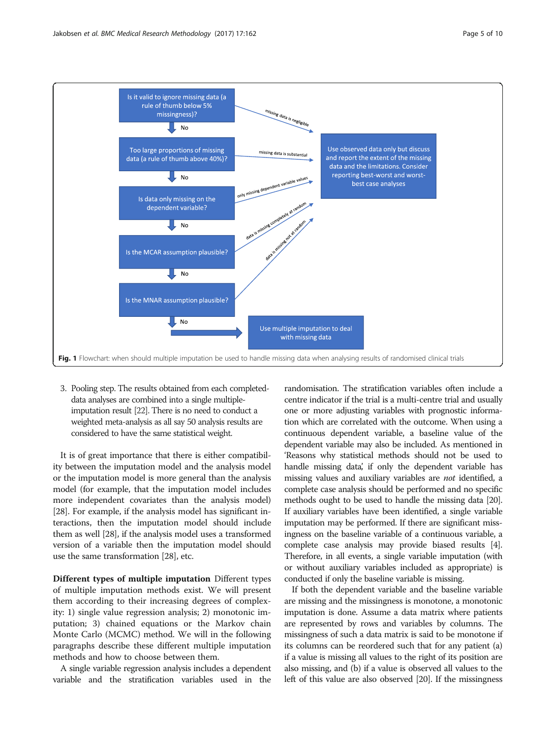Is it valid to ignore missing data (a rule of thumb below 5% missingness)?

No

Too large proportions of missing data (a rule of thumb above 40%)?

No

Is data only missing on the dependent variable?

No

Is the MCAR assumption plausible?

No

Is the MNAR assumption plausible?

No

Use multiple imputation to deal with missing data

missing data is negligible

missing data is substantial

only missing dependent variable values

data is missing completely at random

data is missing not at random

Use observed data only but discuss and report the extent of the missing data and the limitations. Consider reporting best-worst and worst-best case analyses

**Fig. 1** Flowchart: when should multiple imputation be used to handle missing data when analysing results of randomised clinical trials

3. Pooling step. The results obtained from each completed-data analyses are combined into a single multiple-imputation result [22]. There is no need to conduct a weighted meta-analysis as all say 50 analysis results are considered to have the same statistical weight.

It is of great importance that there is either compatibility between the imputation model and the analysis model or the imputation model is more general than the analysis model (for example, that the imputation model includes more independent covariates than the analysis model) [28]. For example, if the analysis model has significant interactions, then the imputation model should include them as well [28], if the analysis model uses a transformed version of a variable then the imputation model should use the same transformation [28], etc.

**Different types of multiple imputation** Different types of multiple imputation methods exist. We will present them according to their increasing degrees of complexity: 1) single value regression analysis; 2) monotonic imputation; 3) chained equations or the Markov chain Monte Carlo (MCMC) method. We will in the following paragraphs describe these different multiple imputation methods and how to choose between them.

A single variable regression analysis includes a dependent variable and the stratification variables used in the randomisation. The stratification variables often include a centre indicator if the trial is a multi-centre trial and usually one or more adjusting variables with prognostic information which are correlated with the outcome. When using a continuous dependent variable, a baseline value of the dependent variable may also be included. As mentioned in 'Reasons why statistical methods should not be used to handle missing data', if only the dependent variable has missing values and auxiliary variables are *not* identified, a complete case analysis should be performed and no specific methods ought to be used to handle the missing data [20]. If auxiliary variables have been identified, a single variable imputation may be performed. If there are significant missingness on the baseline variable of a continuous variable, a complete case analysis may provide biased results [4]. Therefore, in all events, a single variable imputation (with or without auxiliary variables included as appropriate) is conducted if only the baseline variable is missing.

If both the dependent variable and the baseline variable are missing and the missingness is monotone, a monotonic imputation is done. Assume a data matrix where patients are represented by rows and variables by columns. The missingness of such a data matrix is said to be monotone if its columns can be reordered such that for any patient (a) if a value is missing all values to the right of its position are also missing, and (b) if a value is observed all values to the left of this value are also observed [20]. If the missingness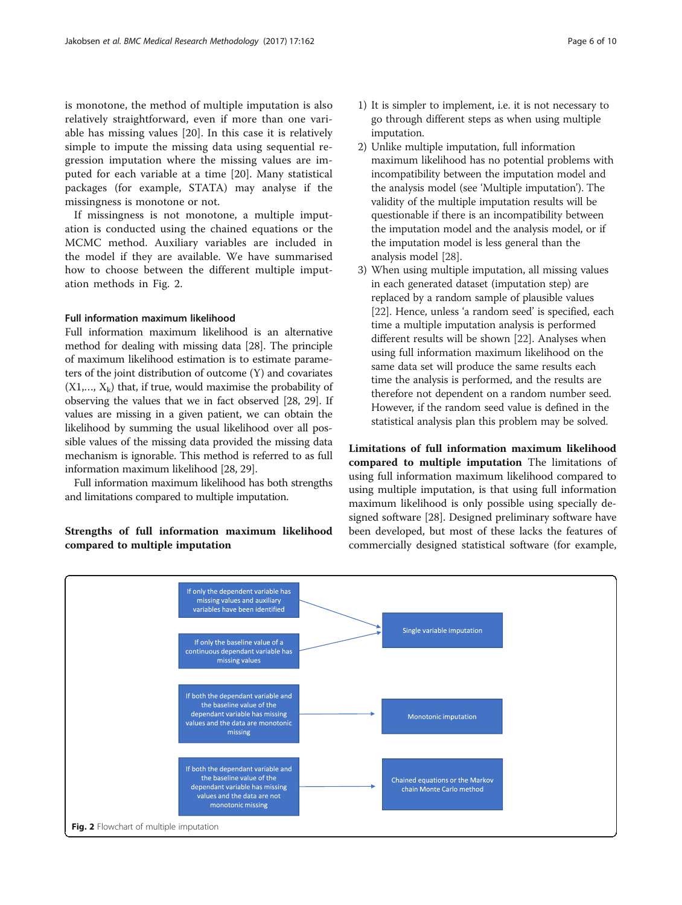is monotone, the method of multiple imputation is also relatively straightforward, even if more than one variable has missing values [20]. In this case it is relatively simple to impute the missing data using sequential regression imputation where the missing values are imputed for each variable at a time [20]. Many statistical packages (for example, STATA) may analyse if the missingness is monotone or not.

If missingness is not monotone, a multiple imputation is conducted using the chained equations or the MCMC method. Auxiliary variables are included in the model if they are available. We have summarised how to choose between the different multiple imputation methods in Fig. 2.

#### Full information maximum likelihood

Full information maximum likelihood is an alternative method for dealing with missing data [28]. The principle of maximum likelihood estimation is to estimate parameters of the joint distribution of outcome (Y) and covariates ($X1, \ldots, X_k$) that, if true, would maximise the probability of observing the values that we in fact observed [28, 29]. If values are missing in a given patient, we can obtain the likelihood by summing the usual likelihood over all possible values of the missing data provided the missing data mechanism is ignorable. This method is referred to as full information maximum likelihood [28, 29].

Full information maximum likelihood has both strengths and limitations compared to multiple imputation.

**Strengths of full information maximum likelihood compared to multiple imputation**

1) It is simpler to implement, i.e. it is not necessary to go through different steps as when using multiple imputation.
2) Unlike multiple imputation, full information maximum likelihood has no potential problems with incompatibility between the imputation model and the analysis model (see 'Multiple imputation'). The validity of the multiple imputation results will be questionable if there is an incompatibility between the imputation model and the analysis model, or if the imputation model is less general than the analysis model [28].
3) When using multiple imputation, all missing values in each generated dataset (imputation step) are replaced by a random sample of plausible values [22]. Hence, unless 'a random seed' is specified, each time a multiple imputation analysis is performed different results will be shown [22]. Analyses when using full information maximum likelihood on the same data set will produce the same results each time the analysis is performed, and the results are therefore not dependent on a random number seed. However, if the random seed value is defined in the statistical analysis plan this problem may be solved.

**Limitations of full information maximum likelihood compared to multiple imputation** The limitations of using full information maximum likelihood compared to using multiple imputation, is that using full information maximum likelihood is only possible using specially designed software [28]. Designed preliminary software have been developed, but most of these lacks the features of commercially designed statistical software (for example,

| Condition | Method |
|---|---|
| If only the dependent variable has missing values and auxiliary variables have been identified | Single variable imputation |
| If only the baseline value of a continuous dependant variable has missing values | Single variable imputation |
| If both the dependant variable and the baseline value of the dependant variable has missing values and the data are monotonic missing | Monotonic imputation |
| If both the dependant variable and the baseline value of the dependant variable has missing values and the data are not monotonic missing | Chained equations or the Markov chain Monte Carlo method |

**Fig. 2** Flowchart of multiple imputation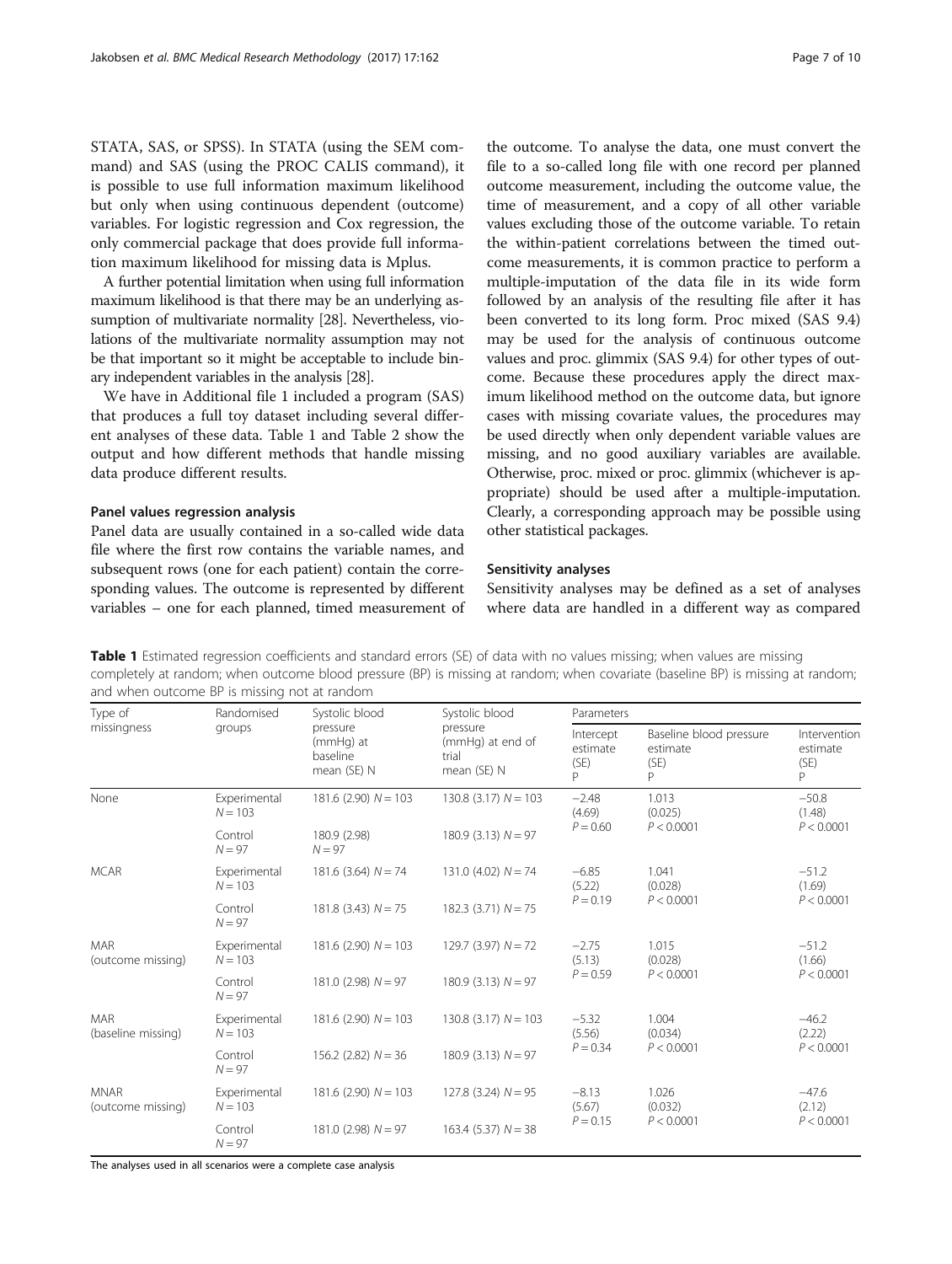STATA, SAS, or SPSS). In STATA (using the SEM command) and SAS (using the PROC CALIS command), it is possible to use full information maximum likelihood but only when using continuous dependent (outcome) variables. For logistic regression and Cox regression, the only commercial package that does provide full information maximum likelihood for missing data is Mplus.

A further potential limitation when using full information maximum likelihood is that there may be an underlying assumption of multivariate normality [28]. Nevertheless, violations of the multivariate normality assumption may not be that important so it might be acceptable to include binary independent variables in the analysis [28].

We have in Additional file 1 included a program (SAS) that produces a full toy dataset including several different analyses of these data. Table 1 and Table 2 show the output and how different methods that handle missing data produce different results.

### Panel values regression analysis

Panel data are usually contained in a so-called wide data file where the first row contains the variable names, and subsequent rows (one for each patient) contain the corresponding values. The outcome is represented by different variables – one for each planned, timed measurement of the outcome. To analyse the data, one must convert the file to a so-called long file with one record per planned outcome measurement, including the outcome value, the time of measurement, and a copy of all other variable values excluding those of the outcome variable. To retain the within-patient correlations between the timed outcome measurements, it is common practice to perform a multiple-imputation of the data file in its wide form followed by an analysis of the resulting file after it has been converted to its long form. Proc mixed (SAS 9.4) may be used for the analysis of continuous outcome values and proc. glimmix (SAS 9.4) for other types of outcome. Because these procedures apply the direct maximum likelihood method on the outcome data, but ignore cases with missing covariate values, the procedures may be used directly when only dependent variable values are missing, and no good auxiliary variables are available. Otherwise, proc. mixed or proc. glimmix (whichever is appropriate) should be used after a multiple-imputation. Clearly, a corresponding approach may be possible using other statistical packages.

### Sensitivity analyses

Sensitivity analyses may be defined as a set of analyses where data are handled in a different way as compared

**Table 1** Estimated regression coefficients and standard errors (SE) of data with no values missing; when values are missing completely at random; when outcome blood pressure (BP) is missing at random; when covariate (baseline BP) is missing at random; and when outcome BP is missing not at random

| Type of missingness | Randomised groups | Systolic blood pressure (mmHg) at baseline mean (SE) N | Systolic blood pressure (mmHg) at end of trial mean (SE) N | Parameters | | |
|---|---|---|---|---|---|---|
| | | | | Intercept estimate (SE) P | Baseline blood pressure estimate (SE) P | Intervention estimate (SE) P |
| None | Experimental $N = 103$ | 181.6 (2.90) $N = 103$ | 130.8 (3.17) $N = 103$ | −2.48 (4.69) $P = 0.60$ | 1.013 (0.025) $P < 0.0001$ | −50.8 (1.48) $P < 0.0001$ |
| | Control $N = 97$ | 180.9 (2.98) $N = 97$ | 180.9 (3.13) $N = 97$ | | | |
| MCAR | Experimental $N = 103$ | 181.6 (3.64) $N = 74$ | 131.0 (4.02) $N = 74$ | −6.85 (5.22) $P = 0.19$ | 1.041 (0.028) $P < 0.0001$ | −51.2 (1.69) $P < 0.0001$ |
| | Control $N = 97$ | 181.8 (3.43) $N = 75$ | 182.3 (3.71) $N = 75$ | | | |
| MAR (outcome missing) | Experimental $N = 103$ | 181.6 (2.90) $N = 103$ | 129.7 (3.97) $N = 72$ | −2.75 (5.13) $P = 0.59$ | 1.015 (0.028) $P < 0.0001$ | −51.2 (1.66) $P < 0.0001$ |
| | Control $N = 97$ | 181.0 (2.98) $N = 97$ | 180.9 (3.13) $N = 97$ | | | |
| MAR (baseline missing) | Experimental $N = 103$ | 181.6 (2.90) $N = 103$ | 130.8 (3.17) $N = 103$ | −5.32 (5.56) $P = 0.34$ | 1.004 (0.034) $P < 0.0001$ | −46.2 (2.22) $P < 0.0001$ |
| | Control $N = 97$ | 156.2 (2.82) $N = 36$ | 180.9 (3.13) $N = 97$ | | | |
| MNAR (outcome missing) | Experimental $N = 103$ | 181.6 (2.90) $N = 103$ | 127.8 (3.24) $N = 95$ | −8.13 (5.67) $P = 0.15$ | 1.026 (0.032) $P < 0.0001$ | −47.6 (2.12) $P < 0.0001$ |
| | Control $N = 97$ | 181.0 (2.98) $N = 97$ | 163.4 (5.37) $N = 38$ | | | |

The analyses used in all scenarios were a complete case analysis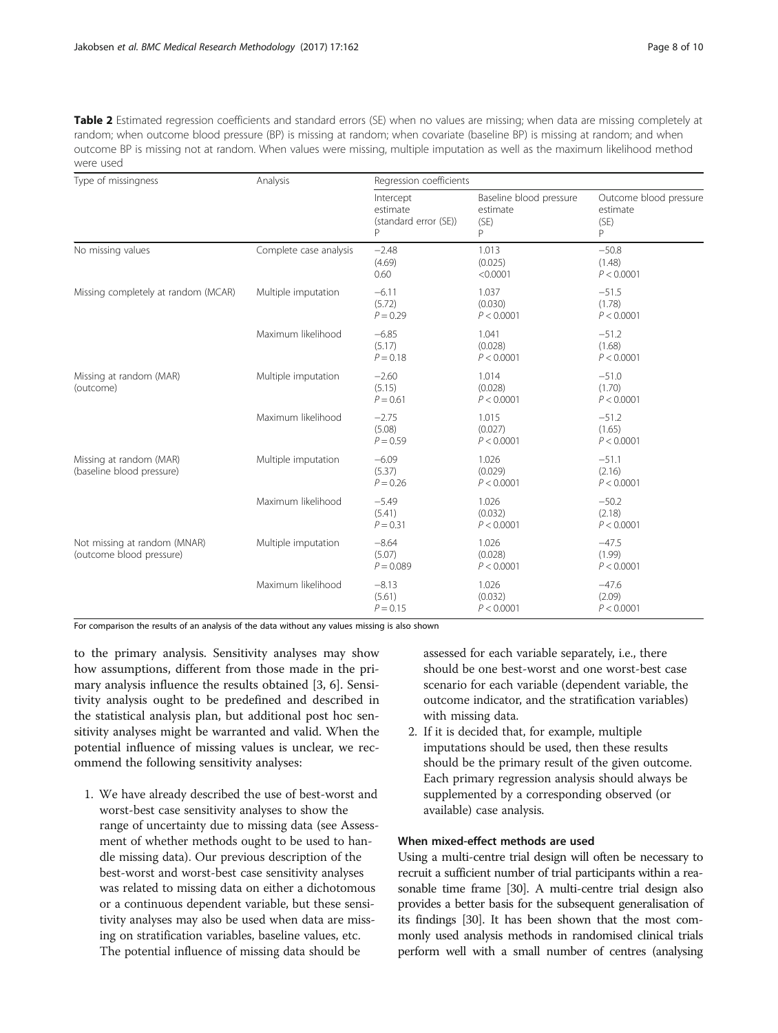**Table 2** Estimated regression coefficients and standard errors (SE) when no values are missing; when data are missing completely at random; when outcome blood pressure (BP) is missing at random; when covariate (baseline BP) is missing at random; and when outcome BP is missing not at random. When values were missing, multiple imputation as well as the maximum likelihood method were used

| Type of missingness | Analysis | Regression coefficients | | |
|---|---|---|---|---|
| | | Intercept estimate (standard error (SE)) P | Baseline blood pressure estimate (SE) P | Outcome blood pressure estimate (SE) P |
| No missing values | Complete case analysis | −2.48 (4.69) 0.60 | 1.013 (0.025) <0.0001 | −50.8 (1.48) $P < 0.0001$ |
| Missing completely at random (MCAR) | Multiple imputation | −6.11 (5.72) $P = 0.29$ | 1.037 (0.030) $P < 0.0001$ | −51.5 (1.78) $P < 0.0001$ |
| | Maximum likelihood | −6.85 (5.17) $P = 0.18$ | 1.041 (0.028) $P < 0.0001$ | −51.2 (1.68) $P < 0.0001$ |
| Missing at random (MAR) (outcome) | Multiple imputation | −2.60 (5.15) $P = 0.61$ | 1.014 (0.028) $P < 0.0001$ | −51.0 (1.70) $P < 0.0001$ |
| | Maximum likelihood | −2.75 (5.08) $P = 0.59$ | 1.015 (0.027) $P < 0.0001$ | −51.2 (1.65) $P < 0.0001$ |
| Missing at random (MAR) (baseline blood pressure) | Multiple imputation | −6.09 (5.37) $P = 0.26$ | 1.026 (0.029) $P < 0.0001$ | −51.1 (2.16) $P < 0.0001$ |
| | Maximum likelihood | −5.49 (5.41) $P = 0.31$ | 1.026 (0.032) $P < 0.0001$ | −50.2 (2.18) $P < 0.0001$ |
| Not missing at random (MNAR) (outcome blood pressure) | Multiple imputation | −8.64 (5.07) $P = 0.089$ | 1.026 (0.028) $P < 0.0001$ | −47.5 (1.99) $P < 0.0001$ |
| | Maximum likelihood | −8.13 (5.61) $P = 0.15$ | 1.026 (0.032) $P < 0.0001$ | −47.6 (2.09) $P < 0.0001$ |

For comparison the results of an analysis of the data without any values missing is also shown

to the primary analysis. Sensitivity analyses may show how assumptions, different from those made in the primary analysis influence the results obtained [3, 6]. Sensitivity analysis ought to be predefined and described in the statistical analysis plan, but additional post hoc sensitivity analyses might be warranted and valid. When the potential influence of missing values is unclear, we recommend the following sensitivity analyses:

1. We have already described the use of best-worst and worst-best case sensitivity analyses to show the range of uncertainty due to missing data (see Assessment of whether methods ought to be used to handle missing data). Our previous description of the best-worst and worst-best case sensitivity analyses was related to missing data on either a dichotomous or a continuous dependent variable, but these sensitivity analyses may also be used when data are missing on stratification variables, baseline values, etc. The potential influence of missing data should be assessed for each variable separately, i.e., there should be one best-worst and one worst-best case scenario for each variable (dependent variable, the outcome indicator, and the stratification variables) with missing data.
2. If it is decided that, for example, multiple imputations should be used, then these results should be the primary result of the given outcome. Each primary regression analysis should always be supplemented by a corresponding observed (or available) case analysis.

### When mixed-effect methods are used

Using a multi-centre trial design will often be necessary to recruit a sufficient number of trial participants within a reasonable time frame [30]. A multi-centre trial design also provides a better basis for the subsequent generalisation of its findings [30]. It has been shown that the most commonly used analysis methods in randomised clinical trials perform well with a small number of centres (analysing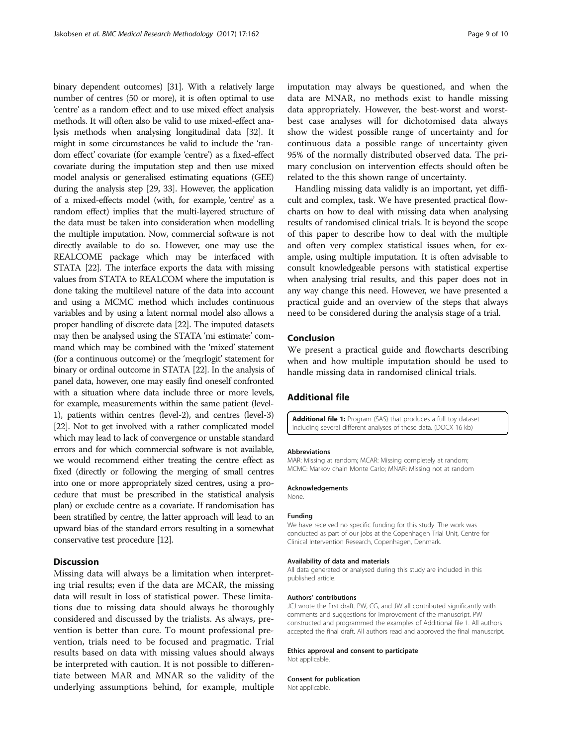binary dependent outcomes) [31]. With a relatively large number of centres (50 or more), it is often optimal to use 'centre' as a random effect and to use mixed effect analysis methods. It will often also be valid to use mixed-effect analysis methods when analysing longitudinal data [32]. It might in some circumstances be valid to include the 'random effect' covariate (for example 'centre') as a fixed-effect covariate during the imputation step and then use mixed model analysis or generalised estimating equations (GEE) during the analysis step [29, 33]. However, the application of a mixed-effects model (with, for example, 'centre' as a random effect) implies that the multi-layered structure of the data must be taken into consideration when modelling the multiple imputation. Now, commercial software is not directly available to do so. However, one may use the REALCOME package which may be interfaced with STATA [22]. The interface exports the data with missing values from STATA to REALCOM where the imputation is done taking the multilevel nature of the data into account and using a MCMC method which includes continuous variables and by using a latent normal model also allows a proper handling of discrete data [22]. The imputed datasets may then be analysed using the STATA 'mi estimate:' command which may be combined with the 'mixed' statement (for a continuous outcome) or the 'meqrlogit' statement for binary or ordinal outcome in STATA [22]. In the analysis of panel data, however, one may easily find oneself confronted with a situation where data include three or more levels, for example, measurements within the same patient (level-1), patients within centres (level-2), and centres (level-3) [22]. Not to get involved with a rather complicated model which may lead to lack of convergence or unstable standard errors and for which commercial software is not available, we would recommend either treating the centre effect as fixed (directly or following the merging of small centres into one or more appropriately sized centres, using a procedure that must be prescribed in the statistical analysis plan) or exclude centre as a covariate. If randomisation has been stratified by centre, the latter approach will lead to an upward bias of the standard errors resulting in a somewhat conservative test procedure [12].

## Discussion

Missing data will always be a limitation when interpreting trial results; even if the data are MCAR, the missing data will result in loss of statistical power. These limitations due to missing data should always be thoroughly considered and discussed by the trialists. As always, prevention is better than cure. To mount professional prevention, trials need to be focused and pragmatic. Trial results based on data with missing values should always be interpreted with caution. It is not possible to differentiate between MAR and MNAR so the validity of the underlying assumptions behind, for example, multiple imputation may always be questioned, and when the data are MNAR, no methods exist to handle missing data appropriately. However, the best-worst and worst-best case analyses will for dichotomised data always show the widest possible range of uncertainty and for continuous data a possible range of uncertainty given 95% of the normally distributed observed data. The primary conclusion on intervention effects should often be related to the this shown range of uncertainty.

Handling missing data validly is an important, yet difficult and complex, task. We have presented practical flowcharts on how to deal with missing data when analysing results of randomised clinical trials. It is beyond the scope of this paper to describe how to deal with the multiple and often very complex statistical issues when, for example, using multiple imputation. It is often advisable to consult knowledgeable persons with statistical expertise when analysing trial results, and this paper does not in any way change this need. However, we have presented a practical guide and an overview of the steps that always need to be considered during the analysis stage of a trial.

## Conclusion

We present a practical guide and flowcharts describing when and how multiple imputation should be used to handle missing data in randomised clinical trials.

## Additional file

**Additional file 1:** Program (SAS) that produces a full toy dataset including several different analyses of these data. (DOCX 16 kb)

#### Abbreviations

MAR: Missing at random; MCAR: Missing completely at random; MCMC: Markov chain Monte Carlo; MNAR: Missing not at random

#### Acknowledgements

None.

#### Funding

We have received no specific funding for this study. The work was conducted as part of our jobs at the Copenhagen Trial Unit, Centre for Clinical Intervention Research, Copenhagen, Denmark.

#### Availability of data and materials

All data generated or analysed during this study are included in this published article.

#### Authors' contributions

JCJ wrote the first draft. PW, CG, and JW all contributed significantly with comments and suggestions for improvement of the manuscript. PW constructed and programmed the examples of Additional file 1. All authors accepted the final draft. All authors read and approved the final manuscript.

#### Ethics approval and consent to participate

Not applicable.

#### Consent for publication

Not applicable.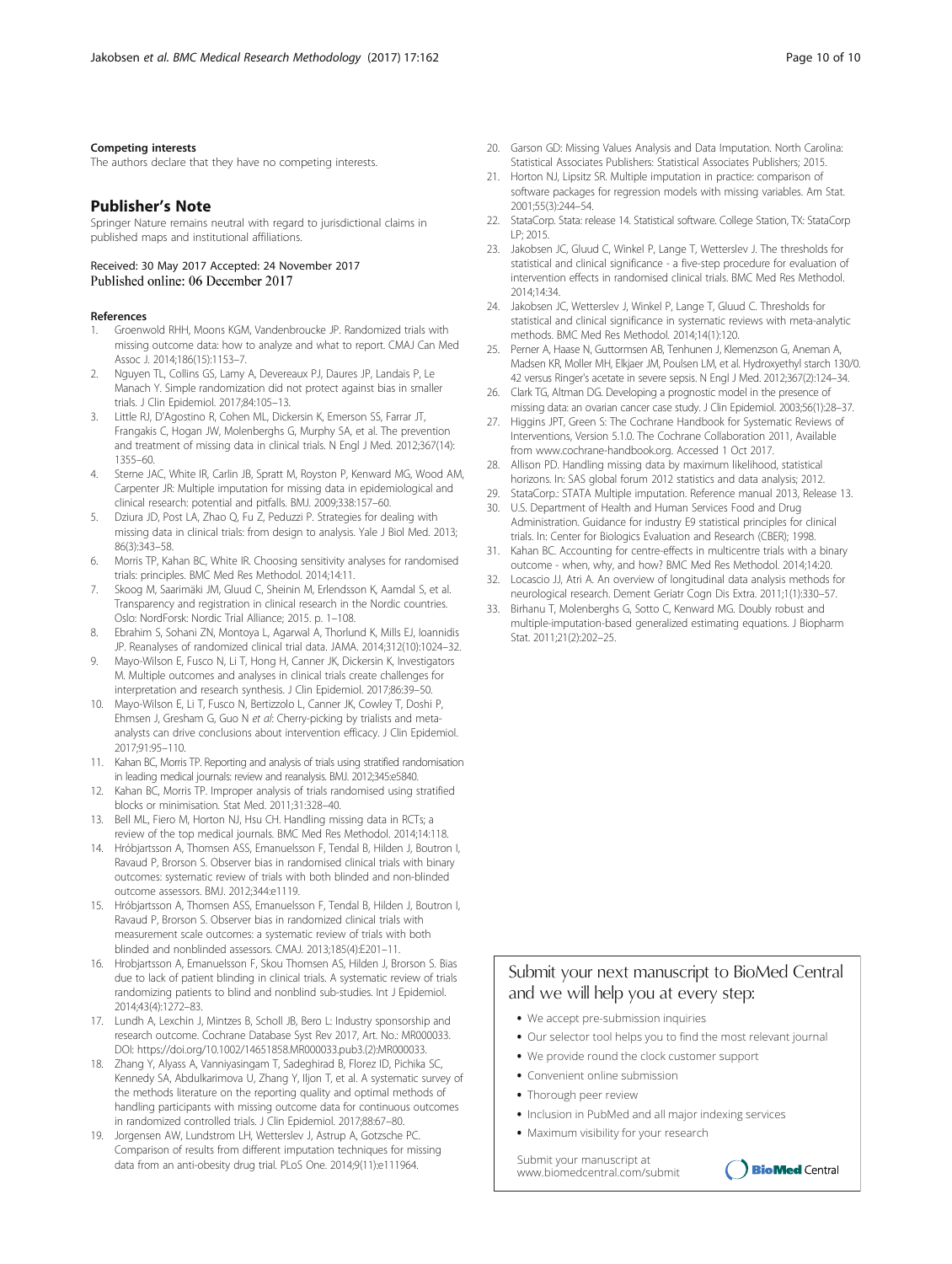#### Competing interests
The authors declare that they have no competing interests.

## Publisher's Note
Springer Nature remains neutral with regard to jurisdictional claims in published maps and institutional affiliations.

Received: 30 May 2017 Accepted: 24 November 2017
Published online: 06 December 2017

#### References

1. Groenwold RHH, Moons KGM, Vandenbroucke JP. Randomized trials with missing outcome data: how to analyze and what to report. CMAJ Can Med Assoc J. 2014;186(15):1153–7.
2. Nguyen TL, Collins GS, Lamy A, Devereaux PJ, Daures JP, Landais P, Le Manach Y. Simple randomization did not protect against bias in smaller trials. J Clin Epidemiol. 2017;84:105–13.
3. Little RJ, D'Agostino R, Cohen ML, Dickersin K, Emerson SS, Farrar JT, Frangakis C, Hogan JW, Molenberghs G, Murphy SA, et al. The prevention and treatment of missing data in clinical trials. N Engl J Med. 2012;367(14): 1355–60.
4. Sterne JAC, White IR, Carlin JB, Spratt M, Royston P, Kenward MG, Wood AM, Carpenter JR: Multiple imputation for missing data in epidemiological and clinical research: potential and pitfalls. BMJ. 2009;338:157–60.
5. Dziura JD, Post LA, Zhao Q, Fu Z, Peduzzi P. Strategies for dealing with missing data in clinical trials: from design to analysis. Yale J Biol Med. 2013; 86(3):343–58.
6. Morris TP, Kahan BC, White IR. Choosing sensitivity analyses for randomised trials: principles. BMC Med Res Methodol. 2014;14:11.
7. Skoog M, Saarimäki JM, Gluud C, Sheinin M, Erlendsson K, Aamdal S, et al. Transparency and registration in clinical research in the Nordic countries. Oslo: NordForsk: Nordic Trial Alliance; 2015. p. 1–108.
8. Ebrahim S, Sohani ZN, Montoya L, Agarwal A, Thorlund K, Mills EJ, Ioannidis JP. Reanalyses of randomized clinical trial data. JAMA. 2014;312(10):1024–32.
9. Mayo-Wilson E, Fusco N, Li T, Hong H, Canner JK, Dickersin K, Investigators M. Multiple outcomes and analyses in clinical trials create challenges for interpretation and research synthesis. J Clin Epidemiol. 2017;86:39–50.
10. Mayo-Wilson E, Li T, Fusco N, Bertizzolo L, Canner JK, Cowley T, Doshi P, Ehmsen J, Gresham G, Guo N *et al*: Cherry-picking by trialists and meta-analysts can drive conclusions about intervention efficacy. J Clin Epidemiol. 2017;91:95–110.
11. Kahan BC, Morris TP. Reporting and analysis of trials using stratified randomisation in leading medical journals: review and reanalysis. BMJ. 2012;345:e5840.
12. Kahan BC, Morris TP. Improper analysis of trials randomised using stratified blocks or minimisation. Stat Med. 2011;31:328–40.
13. Bell ML, Fiero M, Horton NJ, Hsu CH. Handling missing data in RCTs; a review of the top medical journals. BMC Med Res Methodol. 2014;14:118.
14. Hróbjartsson A, Thomsen ASS, Emanuelsson F, Tendal B, Hilden J, Boutron I, Ravaud P, Brorson S. Observer bias in randomised clinical trials with binary outcomes: systematic review of trials with both blinded and non-blinded outcome assessors. BMJ. 2012;344:e1119.
15. Hróbjartsson A, Thomsen ASS, Emanuelsson F, Tendal B, Hilden J, Boutron I, Ravaud P, Brorson S. Observer bias in randomized clinical trials with measurement scale outcomes: a systematic review of trials with both blinded and nonblinded assessors. CMAJ. 2013;185(4):E201–11.
16. Hrobjartsson A, Emanuelsson F, Skou Thomsen AS, Hilden J, Brorson S. Bias due to lack of patient blinding in clinical trials. A systematic review of trials randomizing patients to blind and nonblind sub-studies. Int J Epidemiol. 2014;43(4):1272–83.
17. Lundh A, Lexchin J, Mintzes B, Scholl JB, Bero L: Industry sponsorship and research outcome. Cochrane Database Syst Rev 2017, Art. No.: MR000033. DOI: https://doi.org/10.1002/14651858.MR000033.pub3.(2):MR000033.
18. Zhang Y, Alyass A, Vanniyasingam T, Sadeghirad B, Florez ID, Pichika SC, Kennedy SA, Abdulkarimova U, Zhang Y, Iljon T, et al. A systematic survey of the methods literature on the reporting quality and optimal methods of handling participants with missing outcome data for continuous outcomes in randomized controlled trials. J Clin Epidemiol. 2017;88:67–80.
19. Jorgensen AW, Lundstrom LH, Wetterslev J, Astrup A, Gotzsche PC. Comparison of results from different imputation techniques for missing data from an anti-obesity drug trial. PLoS One. 2014;9(11):e111964.
20. Garson GD: Missing Values Analysis and Data Imputation. North Carolina: Statistical Associates Publishers: Statistical Associates Publishers; 2015.
21. Horton NJ, Lipsitz SR. Multiple imputation in practice: comparison of software packages for regression models with missing variables. Am Stat. 2001;55(3):244–54.
22. StataCorp. Stata: release 14. Statistical software. College Station, TX: StataCorp LP; 2015.
23. Jakobsen JC, Gluud C, Winkel P, Lange T, Wetterslev J. The thresholds for statistical and clinical significance - a five-step procedure for evaluation of intervention effects in randomised clinical trials. BMC Med Res Methodol. 2014;14:34.
24. Jakobsen JC, Wetterslev J, Winkel P, Lange T, Gluud C. Thresholds for statistical and clinical significance in systematic reviews with meta-analytic methods. BMC Med Res Methodol. 2014;14(1):120.
25. Perner A, Haase N, Guttormsen AB, Tenhunen J, Klemenzson G, Aneman A, Madsen KR, Moller MH, Elkjaer JM, Poulsen LM, et al. Hydroxyethyl starch 130/0. 42 versus Ringer's acetate in severe sepsis. N Engl J Med. 2012;367(2):124–34.
26. Clark TG, Altman DG. Developing a prognostic model in the presence of missing data: an ovarian cancer case study. J Clin Epidemiol. 2003;56(1):28–37.
27. Higgins JPT, Green S: The Cochrane Handbook for Systematic Reviews of Interventions, Version 5.1.0. The Cochrane Collaboration 2011, Available from www.cochrane-handbook.org. Accessed 1 Oct 2017.
28. Allison PD. Handling missing data by maximum likelihood, statistical horizons. In: SAS global forum 2012 statistics and data analysis; 2012.
29. StataCorp.: STATA Multiple imputation. Reference manual 2013, Release 13.
30. U.S. Department of Health and Human Services Food and Drug Administration. Guidance for industry E9 statistical principles for clinical trials. In: Center for Biologics Evaluation and Research (CBER); 1998.
31. Kahan BC. Accounting for centre-effects in multicentre trials with a binary outcome - when, why, and how? BMC Med Res Methodol. 2014;14:20.
32. Locascio JJ, Atri A. An overview of longitudinal data analysis methods for neurological research. Dement Geriatr Cogn Dis Extra. 2011;1(1):330–57.
33. Birhanu T, Molenberghs G, Sotto C, Kenward MG. Doubly robust and multiple-imputation-based generalized estimating equations. J Biopharm Stat. 2011;21(2):202–25.